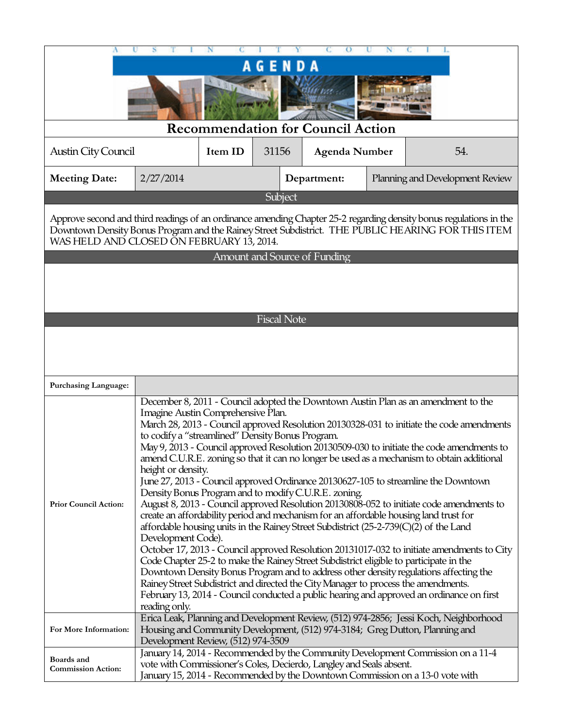# AUSTIN CITY COUNCIL

## AGENDA

### Recommendation for Council Action

| Austin City Council | Item ID | 31156 | Agenda Number | 54. |
|---|---|---|---|---|

| Meeting Date: | 2/27/2014 | Department: | Planning and Development Review |
|---|---|---|---|

**Subject**

Approve second and third readings of an ordinance amending Chapter 25-2 regarding density bonus regulations in the Downtown Density Bonus Program and the Rainey Street Subdistrict. THE PUBLIC HEARING FOR THIS ITEM WAS HELD AND CLOSED ON FEBRUARY 13, 2014.

**Amount and Source of Funding**

**Fiscal Note**

| | |
|---|---|
| **Purchasing Language:** | |
| **Prior Council Action:** | December 8, 2011 - Council adopted the Downtown Austin Plan as an amendment to the Imagine Austin Comprehensive Plan.<br>March 28, 2013 - Council approved Resolution 20130328-031 to initiate the code amendments to codify a "streamlined" Density Bonus Program.<br>May 9, 2013 - Council approved Resolution 20130509-030 to initiate the code amendments to amend C.U.R.E. zoning so that it can no longer be used as a mechanism to obtain additional height or density.<br>June 27, 2013 - Council approved Ordinance 20130627-105 to streamline the Downtown Density Bonus Program and to modify C.U.R.E. zoning.<br>August 8, 2013 - Council approved Resolution 20130808-052 to initiate code amendments to create an affordability period and mechanism for an affordable housing land trust for affordable housing units in the Rainey Street Subdistrict (25-2-739(C)(2) of the Land Development Code).<br>October 17, 2013 - Council approved Resolution 20131017-032 to initiate amendments to City Code Chapter 25-2 to make the Rainey Street Subdistrict eligible to participate in the Downtown Density Bonus Program and to address other density regulations affecting the Rainey Street Subdistrict and directed the City Manager to process the amendments.<br>February 13, 2014 - Council conducted a public hearing and approved an ordinance on first reading only. |
| **For More Information:** | Erica Leak, Planning and Development Review, (512) 974-2856; Jessi Koch, Neighborhood Housing and Community Development, (512) 974-3184; Greg Dutton, Planning and Development Review, (512) 974-3509 |
| **Boards and Commission Action:** | January 14, 2014 - Recommended by the Community Development Commission on a 11-4 vote with Commissioner's Coles, Decierdo, Langley and Seals absent.<br>January 15, 2014 - Recommended by the Downtown Commission on a 13-0 vote with |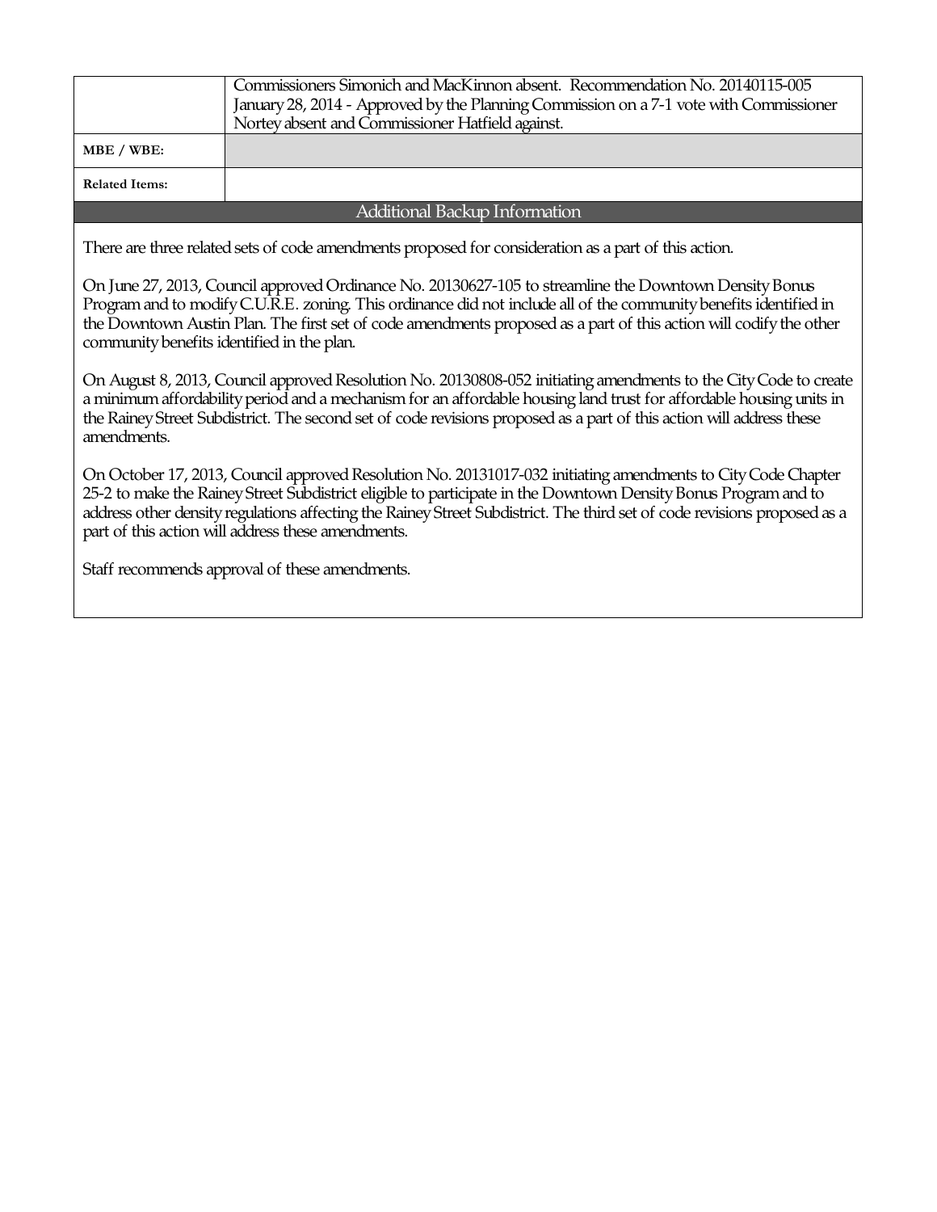| | |
|---|---|
| | Commissioners Simonich and MacKinnon absent. Recommendation No. 20140115-005<br>January 28, 2014 - Approved by the Planning Commission on a 7-1 vote with Commissioner Nortey absent and Commissioner Hatfield against. |
| **MBE / WBE:** | |
| **Related Items:** | |

## Additional Backup Information

There are three related sets of code amendments proposed for consideration as a part of this action.

On June 27, 2013, Council approved Ordinance No. 20130627-105 to streamline the Downtown Density Bonus Program and to modify C.U.R.E. zoning. This ordinance did not include all of the community benefits identified in the Downtown Austin Plan. The first set of code amendments proposed as a part of this action will codify the other community benefits identified in the plan.

On August 8, 2013, Council approved Resolution No. 20130808-052 initiating amendments to the City Code to create a minimum affordability period and a mechanism for an affordable housing land trust for affordable housing units in the Rainey Street Subdistrict. The second set of code revisions proposed as a part of this action will address these amendments.

On October 17, 2013, Council approved Resolution No. 20131017-032 initiating amendments to City Code Chapter 25-2 to make the Rainey Street Subdistrict eligible to participate in the Downtown Density Bonus Program and to address other density regulations affecting the Rainey Street Subdistrict. The third set of code revisions proposed as a part of this action will address these amendments.

Staff recommends approval of these amendments.